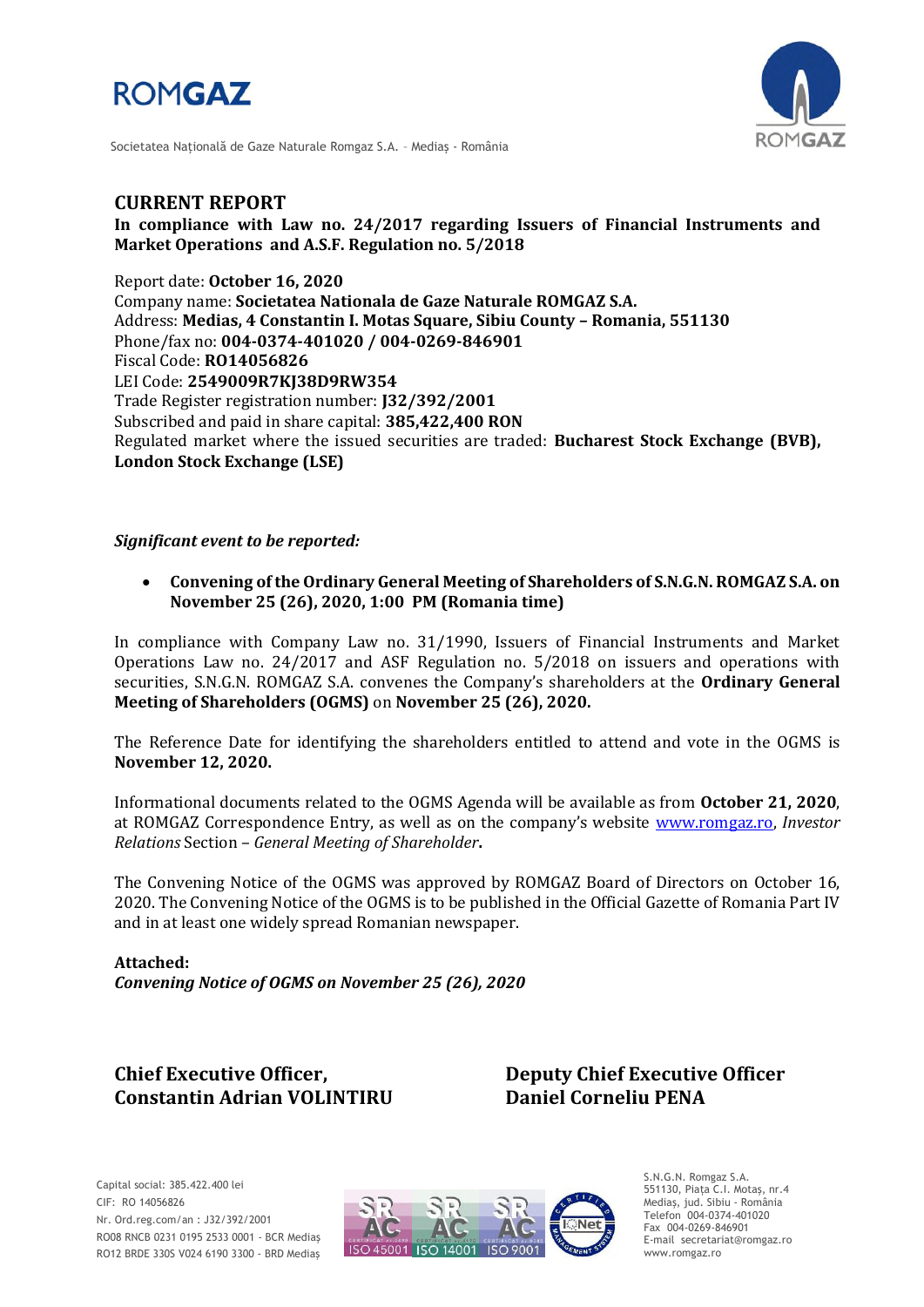# ROMGAZ

Societatea Națională de Gaze Naturale Romgaz S.A. – Mediaș - România

## CURRENT REPORT

**In compliance with Law no. 24/2017 regarding Issuers of Financial Instruments and Market Operations and A.S.F. Regulation no. 5/2018**

Report date: **October 16, 2020**
Company name: **Societatea Nationala de Gaze Naturale ROMGAZ S.A.**
Address: **Medias, 4 Constantin I. Motas Square, Sibiu County – Romania, 551130**
Phone/fax no: **004-0374-401020 / 004-0269-846901**
Fiscal Code: **RO14056826**
LEI Code: **2549009R7KJ38D9RW354**
Trade Register registration number: **J32/392/2001**
Subscribed and paid in share capital: **385,422,400 RON**
Regulated market where the issued securities are traded: **Bucharest Stock Exchange (BVB), London Stock Exchange (LSE)**

***Significant event to be reported:***

- **Convening of the Ordinary General Meeting of Shareholders of S.N.G.N. ROMGAZ S.A. on November 25 (26), 2020, 1:00 PM (Romania time)**

In compliance with Company Law no. 31/1990, Issuers of Financial Instruments and Market Operations Law no. 24/2017 and ASF Regulation no. 5/2018 on issuers and operations with securities, S.N.G.N. ROMGAZ S.A. convenes the Company's shareholders at the **Ordinary General Meeting of Shareholders (OGMS)** on **November 25 (26), 2020.**

The Reference Date for identifying the shareholders entitled to attend and vote in the OGMS is **November 12, 2020.**

Informational documents related to the OGMS Agenda will be available as from **October 21, 2020**, at ROMGAZ Correspondence Entry, as well as on the company's website www.romgaz.ro, *Investor Relations* Section – *General Meeting of Shareholder***.**

The Convening Notice of the OGMS was approved by ROMGAZ Board of Directors on October 16, 2020. The Convening Notice of the OGMS is to be published in the Official Gazette of Romania Part IV and in at least one widely spread Romanian newspaper.

**Attached:**
***Convening Notice of OGMS on November 25 (26), 2020***

**Chief Executive Officer,**
**Constantin Adrian VOLINTIRU**

**Deputy Chief Executive Officer**
**Daniel Corneliu PENA**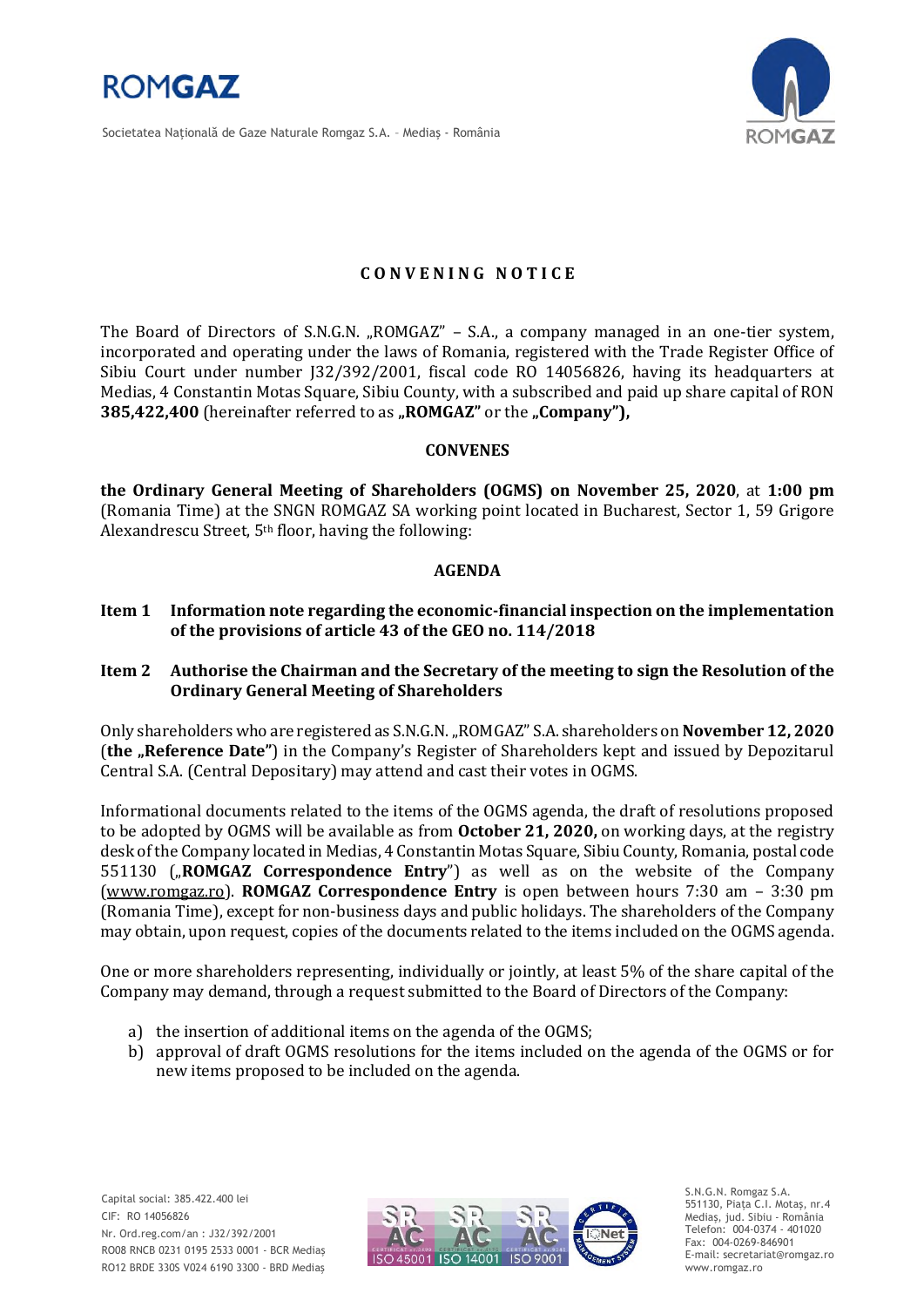# CONVENING NOTICE

The Board of Directors of S.N.G.N. „ROMGAZ" – S.A., a company managed in an one-tier system, incorporated and operating under the laws of Romania, registered with the Trade Register Office of Sibiu Court under number J32/392/2001, fiscal code RO 14056826, having its headquarters at Medias, 4 Constantin Motas Square, Sibiu County, with a subscribed and paid up share capital of RON **385,422,400** (hereinafter referred to as **„ROMGAZ"** or the **„Company"),**

## CONVENES

**the Ordinary General Meeting of Shareholders (OGMS) on November 25, 2020**, at **1:00 pm** (Romania Time) at the SNGN ROMGAZ SA working point located in Bucharest, Sector 1, 59 Grigore Alexandrescu Street, 5th floor, having the following:

## AGENDA

**Item 1 Information note regarding the economic-financial inspection on the implementation of the provisions of article 43 of the GEO no. 114/2018**

**Item 2 Authorise the Chairman and the Secretary of the meeting to sign the Resolution of the Ordinary General Meeting of Shareholders**

Only shareholders who are registered as S.N.G.N. „ROMGAZ" S.A. shareholders on **November 12, 2020** (**the „Reference Date"**) in the Company's Register of Shareholders kept and issued by Depozitarul Central S.A. (Central Depositary) may attend and cast their votes in OGMS.

Informational documents related to the items of the OGMS agenda, the draft of resolutions proposed to be adopted by OGMS will be available as from **October 21, 2020,** on working days, at the registry desk of the Company located in Medias, 4 Constantin Motas Square, Sibiu County, Romania, postal code 551130 („**ROMGAZ Correspondence Entry**") as well as on the website of the Company (www.romgaz.ro). **ROMGAZ Correspondence Entry** is open between hours 7:30 am – 3:30 pm (Romania Time), except for non-business days and public holidays. The shareholders of the Company may obtain, upon request, copies of the documents related to the items included on the OGMS agenda.

One or more shareholders representing, individually or jointly, at least 5% of the share capital of the Company may demand, through a request submitted to the Board of Directors of the Company:

a) the insertion of additional items on the agenda of the OGMS;
b) approval of draft OGMS resolutions for the items included on the agenda of the OGMS or for new items proposed to be included on the agenda.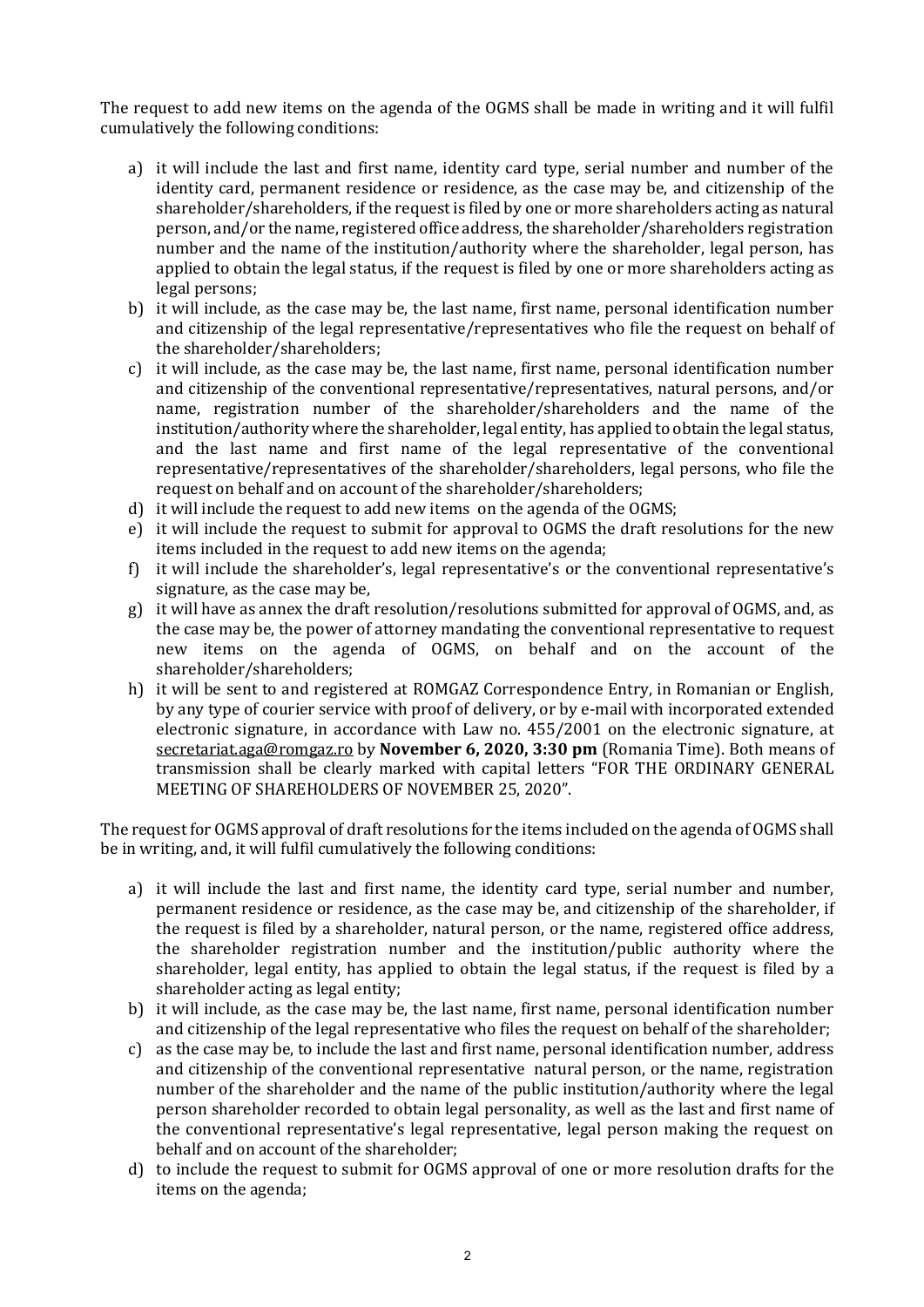The request to add new items on the agenda of the OGMS shall be made in writing and it will fulfil cumulatively the following conditions:

a) it will include the last and first name, identity card type, serial number and number of the identity card, permanent residence or residence, as the case may be, and citizenship of the shareholder/shareholders, if the request is filed by one or more shareholders acting as natural person, and/or the name, registered office address, the shareholder/shareholders registration number and the name of the institution/authority where the shareholder, legal person, has applied to obtain the legal status, if the request is filed by one or more shareholders acting as legal persons;
b) it will include, as the case may be, the last name, first name, personal identification number and citizenship of the legal representative/representatives who file the request on behalf of the shareholder/shareholders;
c) it will include, as the case may be, the last name, first name, personal identification number and citizenship of the conventional representative/representatives, natural persons, and/or name, registration number of the shareholder/shareholders and the name of the institution/authority where the shareholder, legal entity, has applied to obtain the legal status, and the last name and first name of the legal representative of the conventional representative/representatives of the shareholder/shareholders, legal persons, who file the request on behalf and on account of the shareholder/shareholders;
d) it will include the request to add new items on the agenda of the OGMS;
e) it will include the request to submit for approval to OGMS the draft resolutions for the new items included in the request to add new items on the agenda;
f) it will include the shareholder's, legal representative's or the conventional representative's signature, as the case may be,
g) it will have as annex the draft resolution/resolutions submitted for approval of OGMS, and, as the case may be, the power of attorney mandating the conventional representative to request new items on the agenda of OGMS, on behalf and on the account of the shareholder/shareholders;
h) it will be sent to and registered at ROMGAZ Correspondence Entry, in Romanian or English, by any type of courier service with proof of delivery, or by e-mail with incorporated extended electronic signature, in accordance with Law no. 455/2001 on the electronic signature, at secretariat.aga@romgaz.ro by **November 6, 2020, 3:30 pm** (Romania Time). Both means of transmission shall be clearly marked with capital letters "FOR THE ORDINARY GENERAL MEETING OF SHAREHOLDERS OF NOVEMBER 25, 2020".

The request for OGMS approval of draft resolutions for the items included on the agenda of OGMS shall be in writing, and, it will fulfil cumulatively the following conditions:

a) it will include the last and first name, the identity card type, serial number and number, permanent residence or residence, as the case may be, and citizenship of the shareholder, if the request is filed by a shareholder, natural person, or the name, registered office address, the shareholder registration number and the institution/public authority where the shareholder, legal entity, has applied to obtain the legal status, if the request is filed by a shareholder acting as legal entity;
b) it will include, as the case may be, the last name, first name, personal identification number and citizenship of the legal representative who files the request on behalf of the shareholder;
c) as the case may be, to include the last and first name, personal identification number, address and citizenship of the conventional representative natural person, or the name, registration number of the shareholder and the name of the public institution/authority where the legal person shareholder recorded to obtain legal personality, as well as the last and first name of the conventional representative's legal representative, legal person making the request on behalf and on account of the shareholder;
d) to include the request to submit for OGMS approval of one or more resolution drafts for the items on the agenda;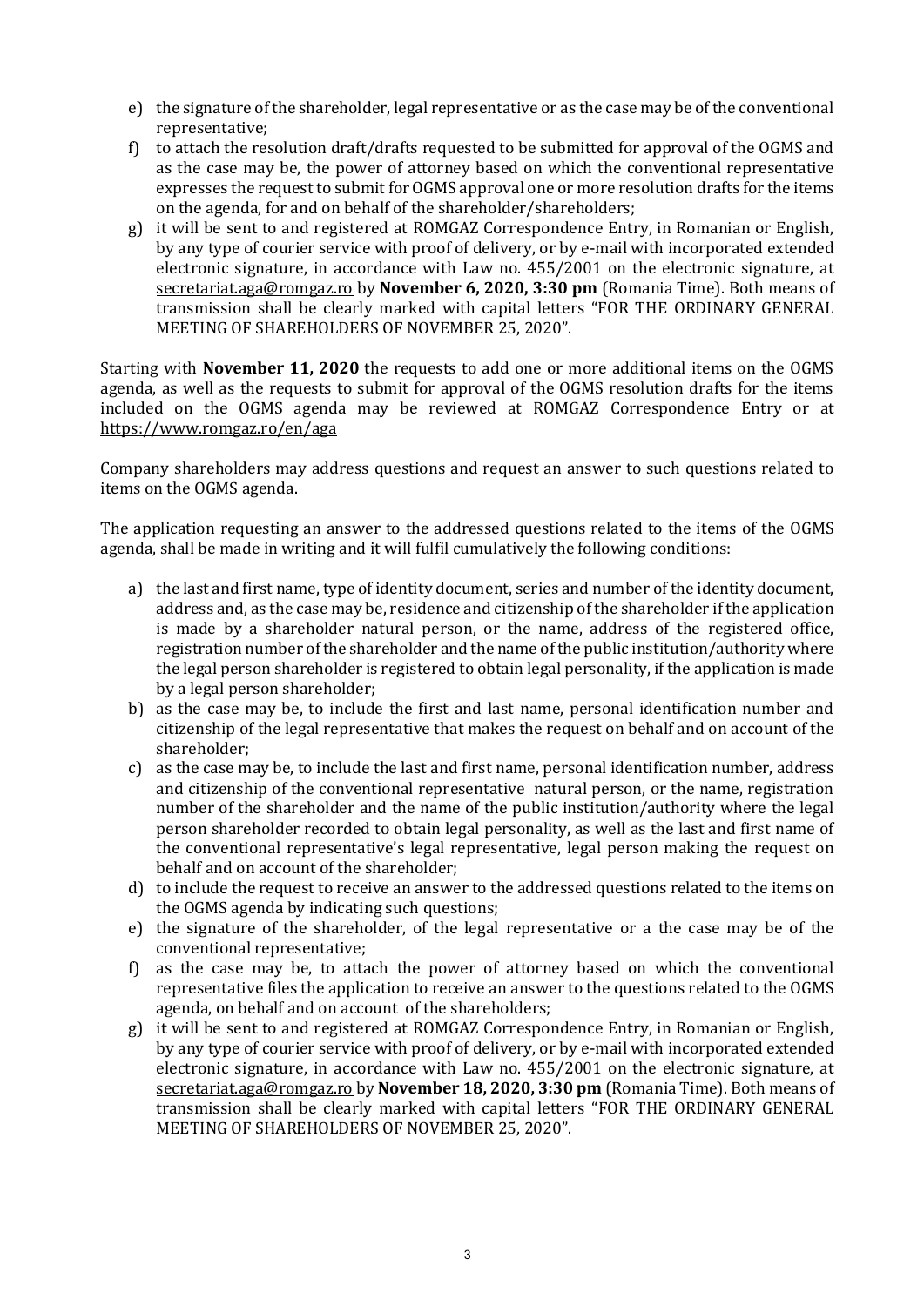e) the signature of the shareholder, legal representative or as the case may be of the conventional representative;

f) to attach the resolution draft/drafts requested to be submitted for approval of the OGMS and as the case may be, the power of attorney based on which the conventional representative expresses the request to submit for OGMS approval one or more resolution drafts for the items on the agenda, for and on behalf of the shareholder/shareholders;

g) it will be sent to and registered at ROMGAZ Correspondence Entry, in Romanian or English, by any type of courier service with proof of delivery, or by e-mail with incorporated extended electronic signature, in accordance with Law no. 455/2001 on the electronic signature, at secretariat.aga@romgaz.ro by **November 6, 2020, 3:30 pm** (Romania Time). Both means of transmission shall be clearly marked with capital letters "FOR THE ORDINARY GENERAL MEETING OF SHAREHOLDERS OF NOVEMBER 25, 2020".

Starting with **November 11, 2020** the requests to add one or more additional items on the OGMS agenda, as well as the requests to submit for approval of the OGMS resolution drafts for the items included on the OGMS agenda may be reviewed at ROMGAZ Correspondence Entry or at https://www.romgaz.ro/en/aga

Company shareholders may address questions and request an answer to such questions related to items on the OGMS agenda.

The application requesting an answer to the addressed questions related to the items of the OGMS agenda, shall be made in writing and it will fulfil cumulatively the following conditions:

a) the last and first name, type of identity document, series and number of the identity document, address and, as the case may be, residence and citizenship of the shareholder if the application is made by a shareholder natural person, or the name, address of the registered office, registration number of the shareholder and the name of the public institution/authority where the legal person shareholder is registered to obtain legal personality, if the application is made by a legal person shareholder;

b) as the case may be, to include the first and last name, personal identification number and citizenship of the legal representative that makes the request on behalf and on account of the shareholder;

c) as the case may be, to include the last and first name, personal identification number, address and citizenship of the conventional representative natural person, or the name, registration number of the shareholder and the name of the public institution/authority where the legal person shareholder recorded to obtain legal personality, as well as the last and first name of the conventional representative's legal representative, legal person making the request on behalf and on account of the shareholder;

d) to include the request to receive an answer to the addressed questions related to the items on the OGMS agenda by indicating such questions;

e) the signature of the shareholder, of the legal representative or a the case may be of the conventional representative;

f) as the case may be, to attach the power of attorney based on which the conventional representative files the application to receive an answer to the questions related to the OGMS agenda, on behalf and on account of the shareholders;

g) it will be sent to and registered at ROMGAZ Correspondence Entry, in Romanian or English, by any type of courier service with proof of delivery, or by e-mail with incorporated extended electronic signature, in accordance with Law no. 455/2001 on the electronic signature, at secretariat.aga@romgaz.ro by **November 18, 2020, 3:30 pm** (Romania Time). Both means of transmission shall be clearly marked with capital letters "FOR THE ORDINARY GENERAL MEETING OF SHAREHOLDERS OF NOVEMBER 25, 2020".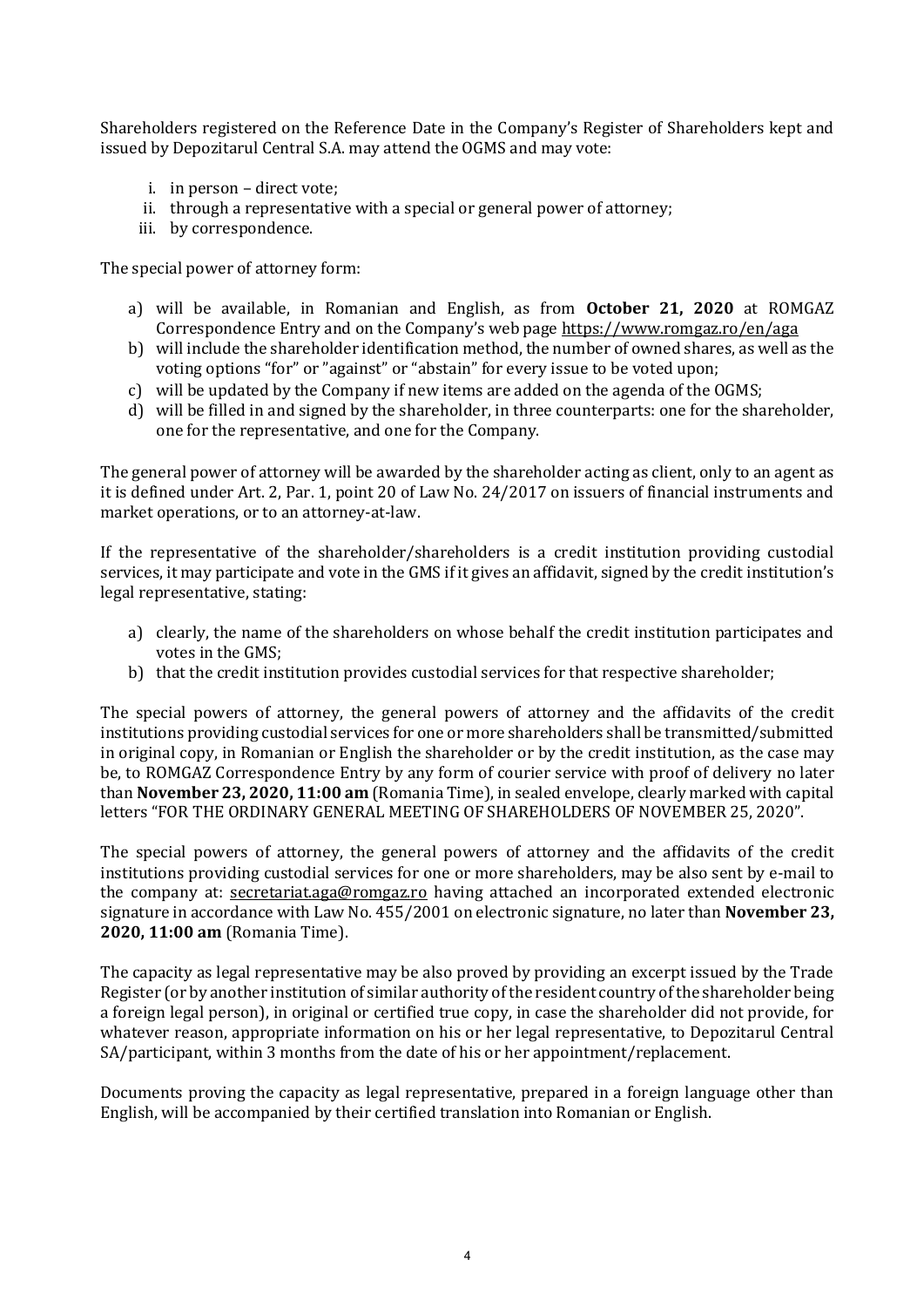Shareholders registered on the Reference Date in the Company's Register of Shareholders kept and issued by Depozitarul Central S.A. may attend the OGMS and may vote:

i. in person – direct vote;
ii. through a representative with a special or general power of attorney;
iii. by correspondence.

The special power of attorney form:

a) will be available, in Romanian and English, as from **October 21, 2020** at ROMGAZ Correspondence Entry and on the Company's web page https://www.romgaz.ro/en/aga
b) will include the shareholder identification method, the number of owned shares, as well as the voting options "for" or "against" or "abstain" for every issue to be voted upon;
c) will be updated by the Company if new items are added on the agenda of the OGMS;
d) will be filled in and signed by the shareholder, in three counterparts: one for the shareholder, one for the representative, and one for the Company.

The general power of attorney will be awarded by the shareholder acting as client, only to an agent as it is defined under Art. 2, Par. 1, point 20 of Law No. 24/2017 on issuers of financial instruments and market operations, or to an attorney-at-law.

If the representative of the shareholder/shareholders is a credit institution providing custodial services, it may participate and vote in the GMS if it gives an affidavit, signed by the credit institution's legal representative, stating:

a) clearly, the name of the shareholders on whose behalf the credit institution participates and votes in the GMS;
b) that the credit institution provides custodial services for that respective shareholder;

The special powers of attorney, the general powers of attorney and the affidavits of the credit institutions providing custodial services for one or more shareholders shall be transmitted/submitted in original copy, in Romanian or English the shareholder or by the credit institution, as the case may be, to ROMGAZ Correspondence Entry by any form of courier service with proof of delivery no later than **November 23, 2020, 11:00 am** (Romania Time), in sealed envelope, clearly marked with capital letters "FOR THE ORDINARY GENERAL MEETING OF SHAREHOLDERS OF NOVEMBER 25, 2020".

The special powers of attorney, the general powers of attorney and the affidavits of the credit institutions providing custodial services for one or more shareholders, may be also sent by e-mail to the company at: secretariat.aga@romgaz.ro having attached an incorporated extended electronic signature in accordance with Law No. 455/2001 on electronic signature, no later than **November 23, 2020, 11:00 am** (Romania Time).

The capacity as legal representative may be also proved by providing an excerpt issued by the Trade Register (or by another institution of similar authority of the resident country of the shareholder being a foreign legal person), in original or certified true copy, in case the shareholder did not provide, for whatever reason, appropriate information on his or her legal representative, to Depozitarul Central SA/participant, within 3 months from the date of his or her appointment/replacement.

Documents proving the capacity as legal representative, prepared in a foreign language other than English, will be accompanied by their certified translation into Romanian or English.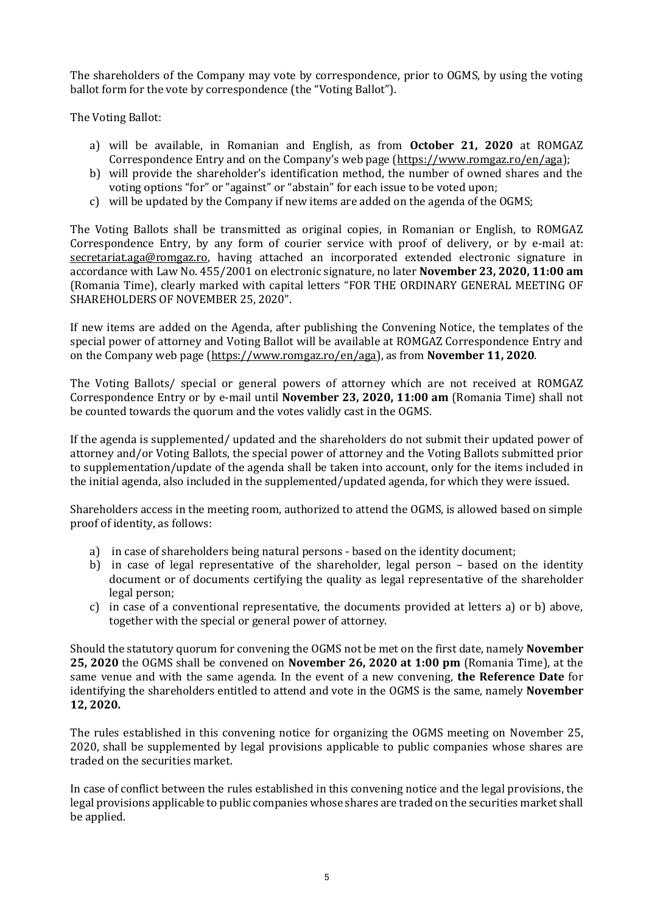The shareholders of the Company may vote by correspondence, prior to OGMS, by using the voting ballot form for the vote by correspondence (the "Voting Ballot").

The Voting Ballot:

a) will be available, in Romanian and English, as from **October 21, 2020** at ROMGAZ Correspondence Entry and on the Company's web page (https://www.romgaz.ro/en/aga);
b) will provide the shareholder's identification method, the number of owned shares and the voting options "for" or "against" or "abstain" for each issue to be voted upon;
c) will be updated by the Company if new items are added on the agenda of the OGMS;

The Voting Ballots shall be transmitted as original copies, in Romanian or English, to ROMGAZ Correspondence Entry, by any form of courier service with proof of delivery, or by e-mail at: secretariat.aga@romgaz.ro, having attached an incorporated extended electronic signature in accordance with Law No. 455/2001 on electronic signature, no later **November 23, 2020, 11:00 am** (Romania Time), clearly marked with capital letters "FOR THE ORDINARY GENERAL MEETING OF SHAREHOLDERS OF NOVEMBER 25, 2020".

If new items are added on the Agenda, after publishing the Convening Notice, the templates of the special power of attorney and Voting Ballot will be available at ROMGAZ Correspondence Entry and on the Company web page (https://www.romgaz.ro/en/aga), as from **November 11, 2020**.

The Voting Ballots/ special or general powers of attorney which are not received at ROMGAZ Correspondence Entry or by e-mail until **November 23, 2020, 11:00 am** (Romania Time) shall not be counted towards the quorum and the votes validly cast in the OGMS.

If the agenda is supplemented/ updated and the shareholders do not submit their updated power of attorney and/or Voting Ballots, the special power of attorney and the Voting Ballots submitted prior to supplementation/update of the agenda shall be taken into account, only for the items included in the initial agenda, also included in the supplemented/updated agenda, for which they were issued.

Shareholders access in the meeting room, authorized to attend the OGMS, is allowed based on simple proof of identity, as follows:

a) in case of shareholders being natural persons - based on the identity document;
b) in case of legal representative of the shareholder, legal person – based on the identity document or of documents certifying the quality as legal representative of the shareholder legal person;
c) in case of a conventional representative, the documents provided at letters a) or b) above, together with the special or general power of attorney.

Should the statutory quorum for convening the OGMS not be met on the first date, namely **November 25, 2020** the OGMS shall be convened on **November 26, 2020 at 1:00 pm** (Romania Time), at the same venue and with the same agenda. In the event of a new convening, **the Reference Date** for identifying the shareholders entitled to attend and vote in the OGMS is the same, namely **November 12, 2020.**

The rules established in this convening notice for organizing the OGMS meeting on November 25, 2020, shall be supplemented by legal provisions applicable to public companies whose shares are traded on the securities market.

In case of conflict between the rules established in this convening notice and the legal provisions, the legal provisions applicable to public companies whose shares are traded on the securities market shall be applied.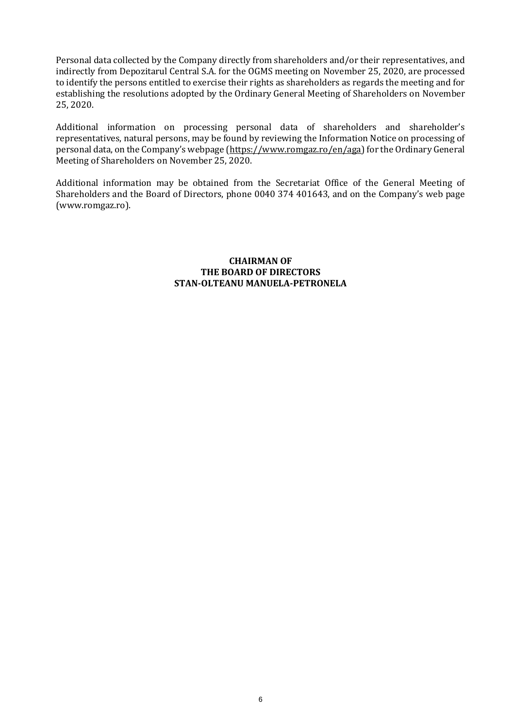Personal data collected by the Company directly from shareholders and/or their representatives, and indirectly from Depozitarul Central S.A. for the OGMS meeting on November 25, 2020, are processed to identify the persons entitled to exercise their rights as shareholders as regards the meeting and for establishing the resolutions adopted by the Ordinary General Meeting of Shareholders on November 25, 2020.

Additional information on processing personal data of shareholders and shareholder's representatives, natural persons, may be found by reviewing the Information Notice on processing of personal data, on the Company's webpage (https://www.romgaz.ro/en/aga) for the Ordinary General Meeting of Shareholders on November 25, 2020.

Additional information may be obtained from the Secretariat Office of the General Meeting of Shareholders and the Board of Directors, phone 0040 374 401643, and on the Company's web page (www.romgaz.ro).

**CHAIRMAN OF**
**THE BOARD OF DIRECTORS**
**STAN-OLTEANU MANUELA-PETRONELA**